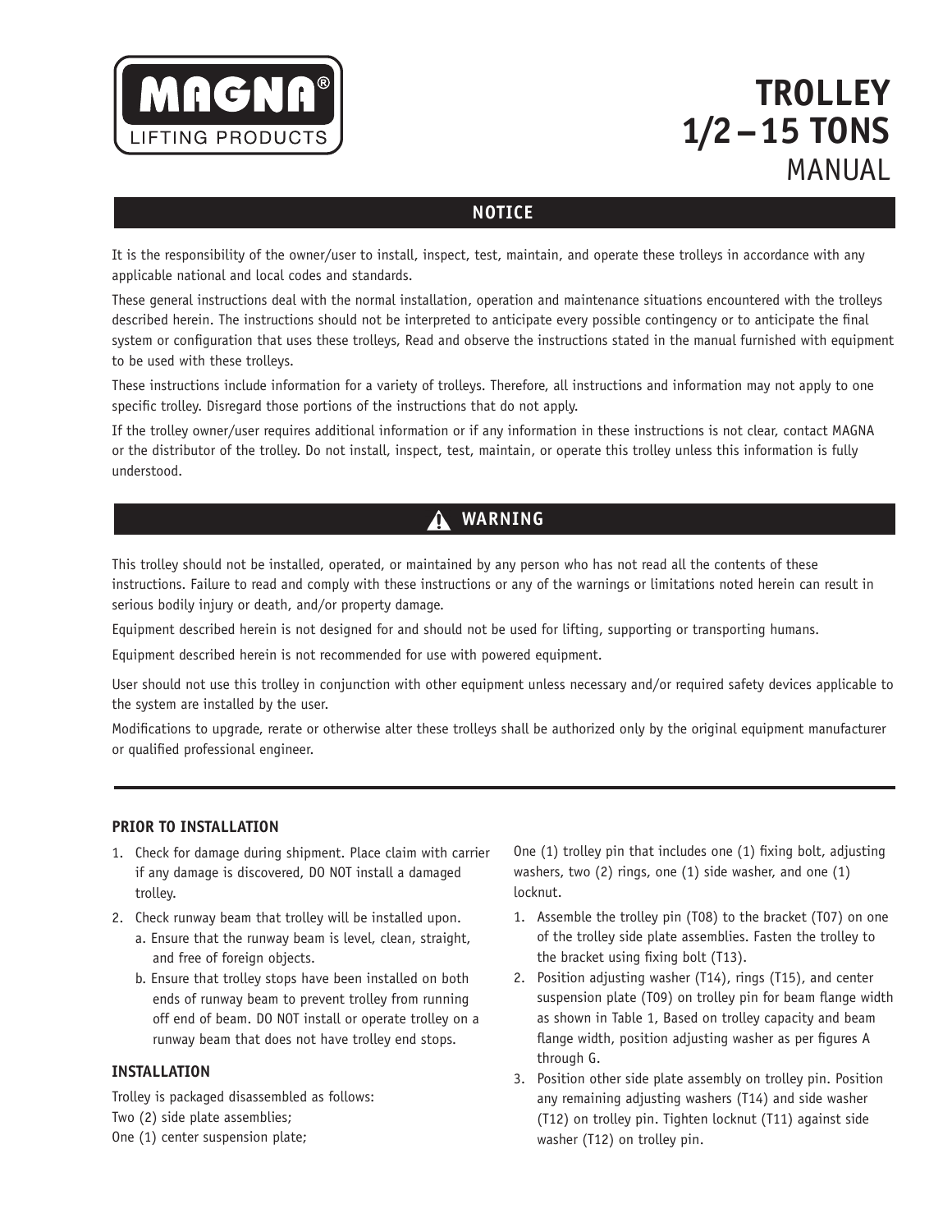MAGNA® LIFTING PRODUCTS

# TROLLEY 1/2 – 15 TONS MANUAL

## NOTICE

It is the responsibility of the owner/user to install, inspect, test, maintain, and operate these trolleys in accordance with any applicable national and local codes and standards.

These general instructions deal with the normal installation, operation and maintenance situations encountered with the trolleys described herein. The instructions should not be interpreted to anticipate every possible contingency or to anticipate the final system or configuration that uses these trolleys, Read and observe the instructions stated in the manual furnished with equipment to be used with these trolleys.

These instructions include information for a variety of trolleys. Therefore, all instructions and information may not apply to one specific trolley. Disregard those portions of the instructions that do not apply.

If the trolley owner/user requires additional information or if any information in these instructions is not clear, contact MAGNA or the distributor of the trolley. Do not install, inspect, test, maintain, or operate this trolley unless this information is fully understood.

## ⚠ WARNING

This trolley should not be installed, operated, or maintained by any person who has not read all the contents of these instructions. Failure to read and comply with these instructions or any of the warnings or limitations noted herein can result in serious bodily injury or death, and/or property damage.

Equipment described herein is not designed for and should not be used for lifting, supporting or transporting humans.

Equipment described herein is not recommended for use with powered equipment.

User should not use this trolley in conjunction with other equipment unless necessary and/or required safety devices applicable to the system are installed by the user.

Modifications to upgrade, rerate or otherwise alter these trolleys shall be authorized only by the original equipment manufacturer or qualified professional engineer.

---

### PRIOR TO INSTALLATION

1. Check for damage during shipment. Place claim with carrier if any damage is discovered, DO NOT install a damaged trolley.
2. Check runway beam that trolley will be installed upon.
   a. Ensure that the runway beam is level, clean, straight, and free of foreign objects.
   b. Ensure that trolley stops have been installed on both ends of runway beam to prevent trolley from running off end of beam. DO NOT install or operate trolley on a runway beam that does not have trolley end stops.

### INSTALLATION

Trolley is packaged disassembled as follows:
Two (2) side plate assemblies;
One (1) center suspension plate;
One (1) trolley pin that includes one (1) fixing bolt, adjusting washers, two (2) rings, one (1) side washer, and one (1) locknut.

1. Assemble the trolley pin (T08) to the bracket (T07) on one of the trolley side plate assemblies. Fasten the trolley to the bracket using fixing bolt (T13).
2. Position adjusting washer (T14), rings (T15), and center suspension plate (T09) on trolley pin for beam flange width as shown in Table 1, Based on trolley capacity and beam flange width, position adjusting washer as per figures A through G.
3. Position other side plate assembly on trolley pin. Position any remaining adjusting washers (T14) and side washer (T12) on trolley pin. Tighten locknut (T11) against side washer (T12) on trolley pin.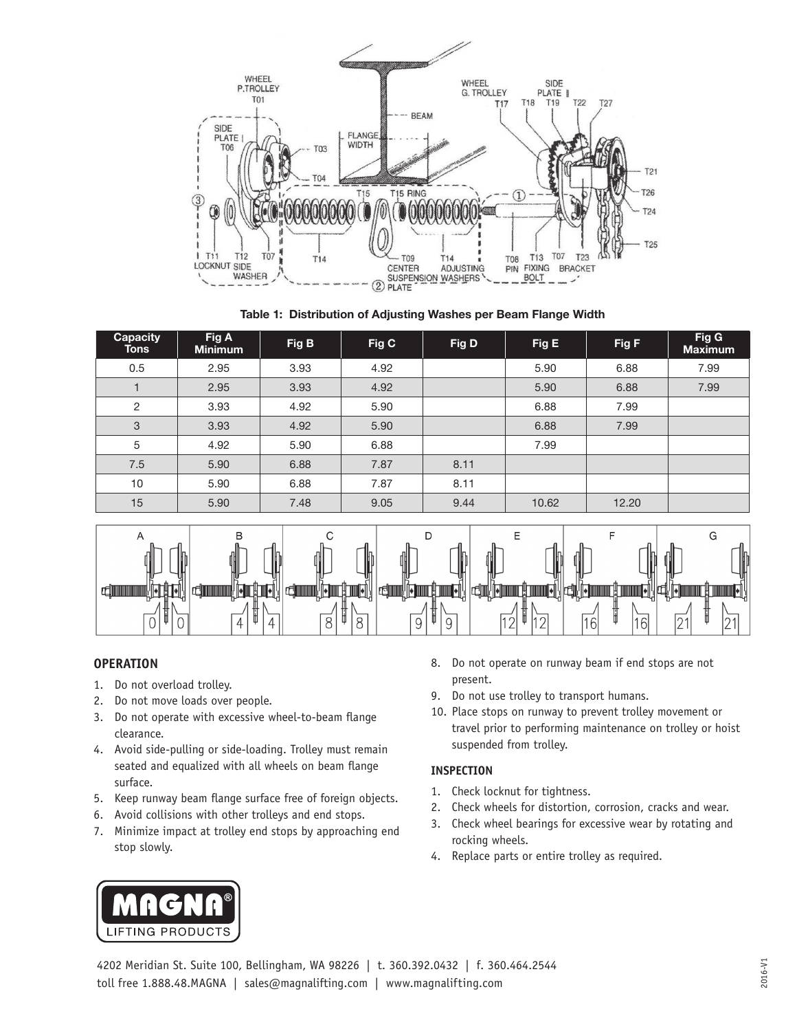WHEEL P.TROLLEY T01
SIDE PLATE I T06
T03
T04
FLANGE WIDTH
BEAM
WHEEL G. TROLLEY T17
SIDE PLATE II
T18 T19 T22 T27
T21
T26
T24
T25
③
①
T15 T15 RING
T11 LOCKNUT
T12 SIDE WASHER
T07
T14
T09 CENTER SUSPENSION PLATE ②
T14 ADJUSTING WASHERS
T08 PIN
T13 FIXING BOLT
T07
T23 BRACKET

**Table 1: Distribution of Adjusting Washes per Beam Flange Width**

| Capacity Tons | Fig A Minimum | Fig B | Fig C | Fig D | Fig E | Fig F | Fig G Maximum |
|---|---|---|---|---|---|---|---|
| 0.5 | 2.95 | 3.93 | 4.92 | | 5.90 | 6.88 | 7.99 |
| 1 | 2.95 | 3.93 | 4.92 | | 5.90 | 6.88 | 7.99 |
| 2 | 3.93 | 4.92 | 5.90 | | 6.88 | 7.99 | |
| 3 | 3.93 | 4.92 | 5.90 | | 6.88 | 7.99 | |
| 5 | 4.92 | 5.90 | 6.88 | | 7.99 | | |
| 7.5 | 5.90 | 6.88 | 7.87 | 8.11 | | | |
| 10 | 5.90 | 6.88 | 7.87 | 8.11 | | | |
| 15 | 5.90 | 7.48 | 9.05 | 9.44 | 10.62 | 12.20 | |

A 0 0
B 4 4
C 8 8
D 9 9
E 12 12
F 16 16
G 21 21

### OPERATION

1. Do not overload trolley.
2. Do not move loads over people.
3. Do not operate with excessive wheel-to-beam flange clearance.
4. Avoid side-pulling or side-loading. Trolley must remain seated and equalized with all wheels on beam flange surface.
5. Keep runway beam flange surface free of foreign objects.
6. Avoid collisions with other trolleys and end stops.
7. Minimize impact at trolley end stops by approaching end stop slowly.
8. Do not operate on runway beam if end stops are not present.
9. Do not use trolley to transport humans.
10. Place stops on runway to prevent trolley movement or travel prior to performing maintenance on trolley or hoist suspended from trolley.

### INSPECTION

1. Check locknut for tightness.
2. Check wheels for distortion, corrosion, cracks and wear.
3. Check wheel bearings for excessive wear by rotating and rocking wheels.
4. Replace parts or entire trolley as required.

MAGNA® LIFTING PRODUCTS

4202 Meridian St. Suite 100, Bellingham, WA 98226 | t. 360.392.0432 | f. 360.464.2544
toll free 1.888.48.MAGNA | sales@magnalifting.com | www.magnalifting.com